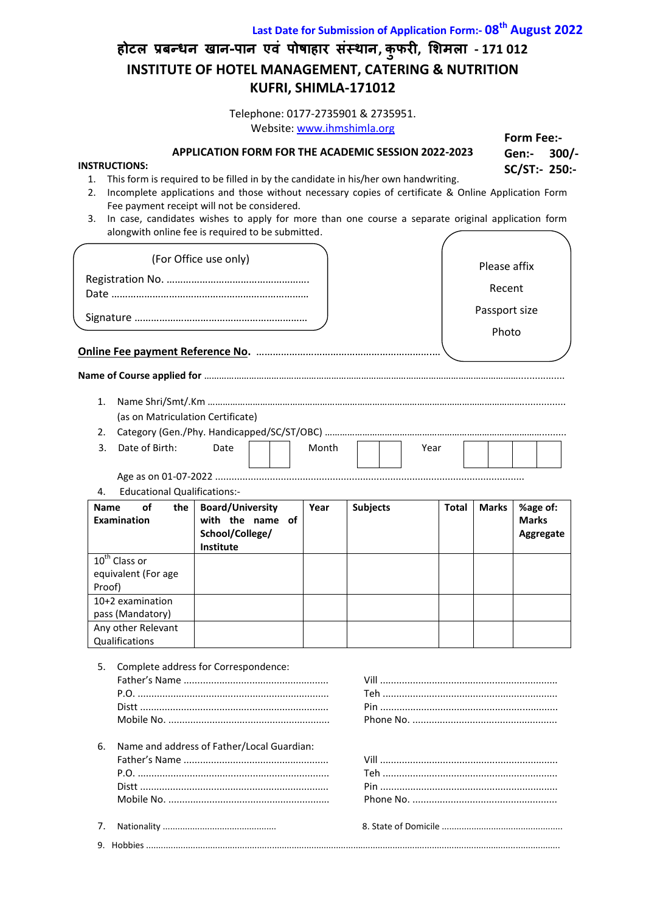**Last Date for Submission of Application Form:- 08th August 2022**

# होटल प्रबन्धन खान-पान एवं पोषाहार संस्थान, कुफरी, शिमला - 171 012

# INSTITUTE OF HOTEL MANAGEMENT, CATERING & NUTRITION KUFRI, SHIMLA-171012

Telephone: 0177-2735901 & 2735951.
Website: www.ihmshimla.org

**Form Fee:-**
**Gen:- 300/-**
**SC/ST:- 250:-**

**APPLICATION FORM FOR THE ACADEMIC SESSION 2022-2023**

**INSTRUCTIONS:**

1. This form is required to be filled in by the candidate in his/her own handwriting.
2. Incomplete applications and those without necessary copies of certificate & Online Application Form Fee payment receipt will not be considered.
3. In case, candidates wishes to apply for more than one course a separate original application form alongwith online fee is required to be submitted.

(For Office use only)

Registration No. ...................................................
Date .......................................................................
Signature ..............................................................

Please affix Recent Passport size Photo

**Online Fee payment Reference No.** ..................................................................

**Name of Course applied for** ..........................................................................................................

1. Name Shri/Smt/.Km ..........................................................................................................
   (as on Matriculation Certificate)
2. Category (Gen./Phy. Handicapped/SC/ST/OBC) ..........................................................................
3. Date of Birth: Date ☐☐ Month ☐☐ Year ☐☐☐☐

   Age as on 01-07-2022 ..........................................................................................................
4. Educational Qualifications:-

| Name of the Examination | Board/University with the name of School/College/ Institute | Year | Subjects | Total | Marks | %age of: Marks Aggregate |
|---|---|---|---|---|---|---|
| 10th Class or equivalent (For age Proof) | | | | | | |
| 10+2 examination pass (Mandatory) | | | | | | |
| Any other Relevant Qualifications | | | | | | |

5. Complete address for Correspondence:
   Father's Name .................................................... Vill ...............................................................
   P.O. ..................................................................... Teh ..............................................................
   Distt .................................................................... Pin ...............................................................
   Mobile No. .......................................................... Phone No. ....................................................

6. Name and address of Father/Local Guardian:
   Father's Name .................................................... Vill ...............................................................
   P.O. ..................................................................... Teh ..............................................................
   Distt .................................................................... Pin ...............................................................
   Mobile No. .......................................................... Phone No. ....................................................

7. Nationality .............................................
8. State of Domicile ................................................
9. Hobbies ..........................................................................................................................................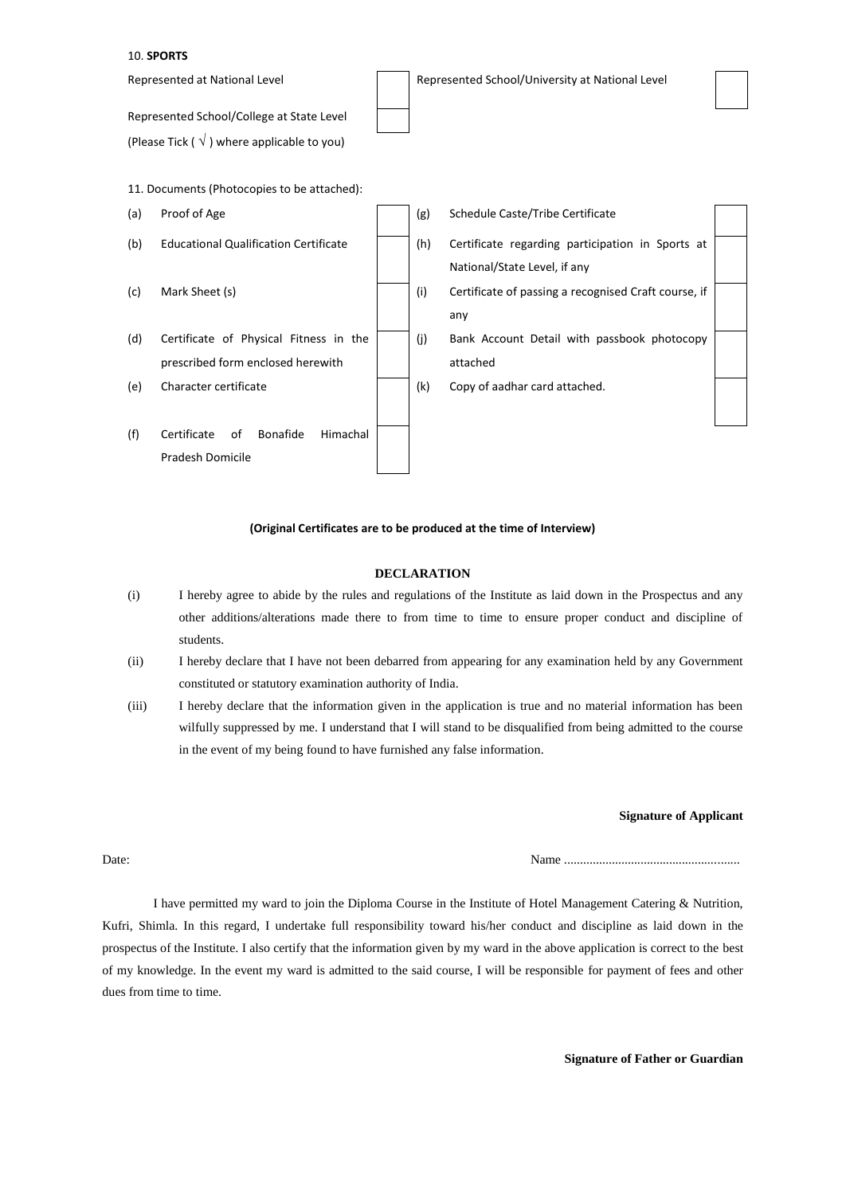10. **SPORTS**

| | | | |
|---|---|---|---|
| Represented at National Level | | Represented School/University at National Level | |
| Represented School/College at State Level | | | |

(Please Tick ( √ ) where applicable to you)

11. Documents (Photocopies to be attached):

| | | | | | |
|---|---|---|---|---|---|
| (a) | Proof of Age | | (g) | Schedule Caste/Tribe Certificate | |
| (b) | Educational Qualification Certificate | | (h) | Certificate regarding participation in Sports at National/State Level, if any | |
| (c) | Mark Sheet (s) | | (i) | Certificate of passing a recognised Craft course, if any | |
| (d) | Certificate of Physical Fitness in the prescribed form enclosed herewith | | (j) | Bank Account Detail with passbook photocopy attached | |
| (e) | Character certificate | | (k) | Copy of aadhar card attached. | |
| (f) | Certificate of Bonafide Himachal Pradesh Domicile | | | | |

**(Original Certificates are to be produced at the time of Interview)**

**DECLARATION**

(i) I hereby agree to abide by the rules and regulations of the Institute as laid down in the Prospectus and any other additions/alterations made there to from time to time to ensure proper conduct and discipline of students.

(ii) I hereby declare that I have not been debarred from appearing for any examination held by any Government constituted or statutory examination authority of India.

(iii) I hereby declare that the information given in the application is true and no material information has been wilfully suppressed by me. I understand that I will stand to be disqualified from being admitted to the course in the event of my being found to have furnished any false information.

**Signature of Applicant**

Date: Name ......................................................

I have permitted my ward to join the Diploma Course in the Institute of Hotel Management Catering & Nutrition, Kufri, Shimla. In this regard, I undertake full responsibility toward his/her conduct and discipline as laid down in the prospectus of the Institute. I also certify that the information given by my ward in the above application is correct to the best of my knowledge. In the event my ward is admitted to the said course, I will be responsible for payment of fees and other dues from time to time.

**Signature of Father or Guardian**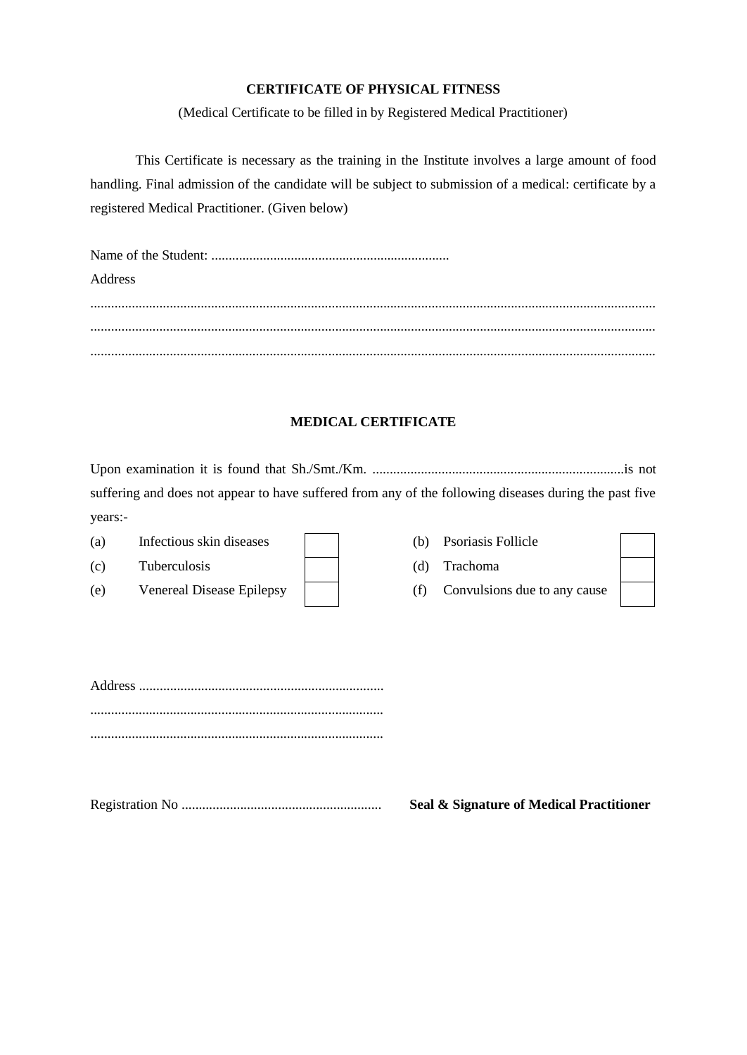**CERTIFICATE OF PHYSICAL FITNESS**

(Medical Certificate to be filled in by Registered Medical Practitioner)

This Certificate is necessary as the training in the Institute involves a large amount of food handling. Final admission of the candidate will be subject to submission of a medical: certificate by a registered Medical Practitioner. (Given below)

Name of the Student: ....................................................................

Address

.................................................................................................................................................

.................................................................................................................................................

.................................................................................................................................................

**MEDICAL CERTIFICATE**

Upon examination it is found that Sh./Smt./Km. .........................................................................is not suffering and does not appear to have suffered from any of the following diseases during the past five years:-

| | | | | | |
|---|---|---|---|---|---|
| (a) | Infectious skin diseases | | (b) | Psoriasis Follicle | |
| (c) | Tuberculosis | | (d) | Trachoma | |
| (e) | Venereal Disease Epilepsy | | (f) | Convulsions due to any cause | |

Address .......................................................................

.....................................................................................

.....................................................................................

Registration No ..........................................................

**Seal & Signature of Medical Practitioner**